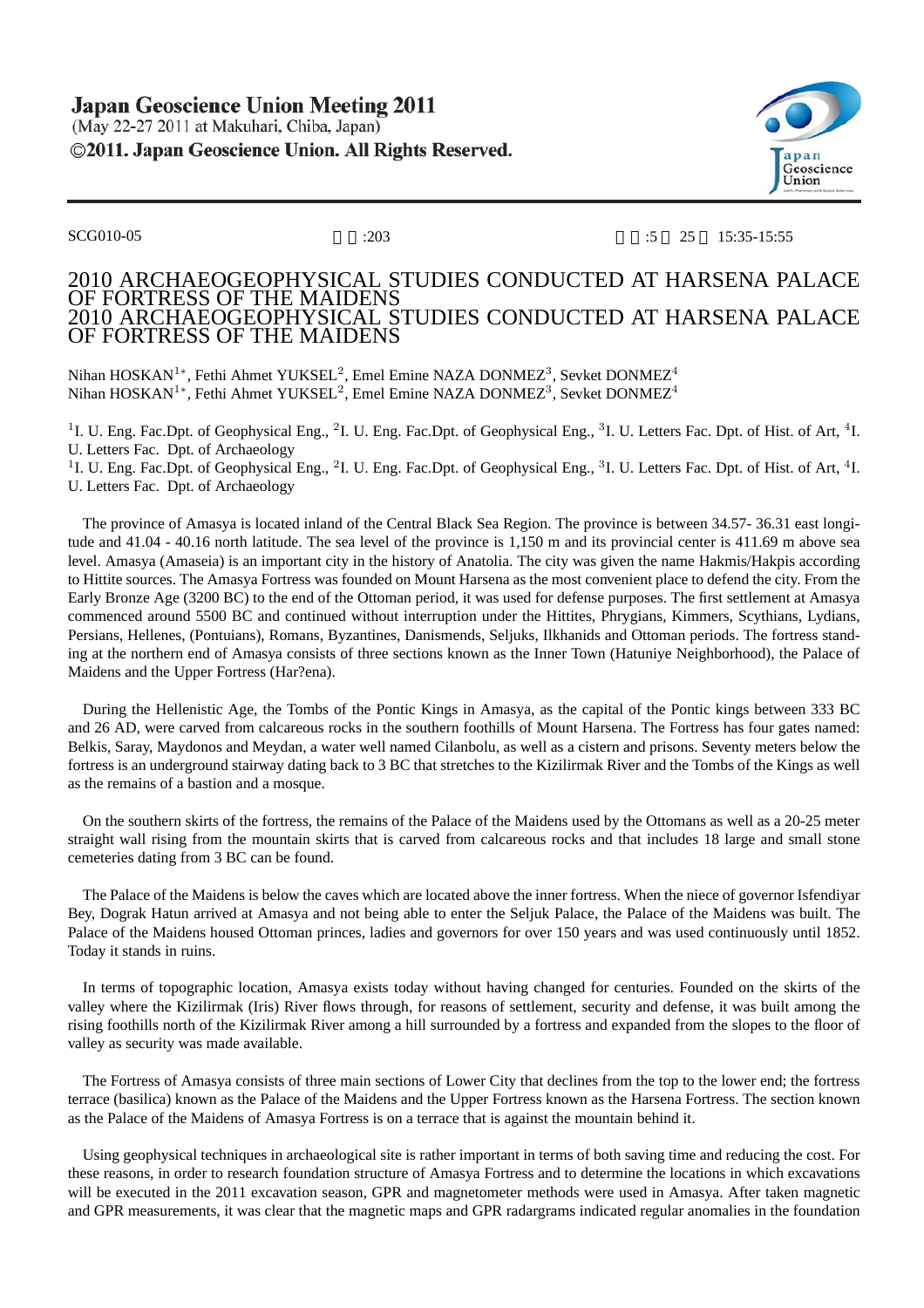SCG010-05 :203 :5 25 15:35-15:55

# 2010 ARCHAEOGEOPHYSICAL STUDIES CONDUCTED AT HARSENA PALACE OF FORTRESS OF THE MAIDENS

# 2010 ARCHAEOGEOPHYSICAL STUDIES CONDUCTED AT HARSENA PALACE OF FORTRESS OF THE MAIDENS

Nihan HOSKAN[1*], Fethi Ahmet YUKSEL[2], Emel Emine NAZA DONMEZ[3], Sevket DONMEZ[4]

Nihan HOSKAN[1*], Fethi Ahmet YUKSEL[2], Emel Emine NAZA DONMEZ[3], Sevket DONMEZ[4]

[1]I. U. Eng. Fac.Dpt. of Geophysical Eng., [2]I. U. Eng. Fac.Dpt. of Geophysical Eng., [3]I. U. Letters Fac. Dpt. of Hist. of Art, [4]I. U. Letters Fac. Dpt. of Archaeology

[1]I. U. Eng. Fac.Dpt. of Geophysical Eng., [2]I. U. Eng. Fac.Dpt. of Geophysical Eng., [3]I. U. Letters Fac. Dpt. of Hist. of Art, [4]I. U. Letters Fac. Dpt. of Archaeology

The province of Amasya is located inland of the Central Black Sea Region. The province is between 34.57- 36.31 east longitude and 41.04 - 40.16 north latitude. The sea level of the province is 1,150 m and its provincial center is 411.69 m above sea level. Amasya (Amaseia) is an important city in the history of Anatolia. The city was given the name Hakmis/Hakpis according to Hittite sources. The Amasya Fortress was founded on Mount Harsena as the most convenient place to defend the city. From the Early Bronze Age (3200 BC) to the end of the Ottoman period, it was used for defense purposes. The first settlement at Amasya commenced around 5500 BC and continued without interruption under the Hittites, Phrygians, Kimmers, Scythians, Lydians, Persians, Hellenes, (Pontuians), Romans, Byzantines, Danismends, Seljuks, Ilkhanids and Ottoman periods. The fortress standing at the northern end of Amasya consists of three sections known as the Inner Town (Hatuniye Neighborhood), the Palace of Maidens and the Upper Fortress (Har?ena).

During the Hellenistic Age, the Tombs of the Pontic Kings in Amasya, as the capital of the Pontic kings between 333 BC and 26 AD, were carved from calcareous rocks in the southern foothills of Mount Harsena. The Fortress has four gates named: Belkis, Saray, Maydonos and Meydan, a water well named Cilanbolu, as well as a cistern and prisons. Seventy meters below the fortress is an underground stairway dating back to 3 BC that stretches to the Kizilirmak River and the Tombs of the Kings as well as the remains of a bastion and a mosque.

On the southern skirts of the fortress, the remains of the Palace of the Maidens used by the Ottomans as well as a 20-25 meter straight wall rising from the mountain skirts that is carved from calcareous rocks and that includes 18 large and small stone cemeteries dating from 3 BC can be found.

The Palace of the Maidens is below the caves which are located above the inner fortress. When the niece of governor Isfendiyar Bey, Dograk Hatun arrived at Amasya and not being able to enter the Seljuk Palace, the Palace of the Maidens was built. The Palace of the Maidens housed Ottoman princes, ladies and governors for over 150 years and was used continuously until 1852. Today it stands in ruins.

In terms of topographic location, Amasya exists today without having changed for centuries. Founded on the skirts of the valley where the Kizilirmak (Iris) River flows through, for reasons of settlement, security and defense, it was built among the rising foothills north of the Kizilirmak River among a hill surrounded by a fortress and expanded from the slopes to the floor of valley as security was made available.

The Fortress of Amasya consists of three main sections of Lower City that declines from the top to the lower end; the fortress terrace (basilica) known as the Palace of the Maidens and the Upper Fortress known as the Harsena Fortress. The section known as the Palace of the Maidens of Amasya Fortress is on a terrace that is against the mountain behind it.

Using geophysical techniques in archaeological site is rather important in terms of both saving time and reducing the cost. For these reasons, in order to research foundation structure of Amasya Fortress and to determine the locations in which excavations will be executed in the 2011 excavation season, GPR and magnetometer methods were used in Amasya. After taken magnetic and GPR measurements, it was clear that the magnetic maps and GPR radargrams indicated regular anomalies in the foundation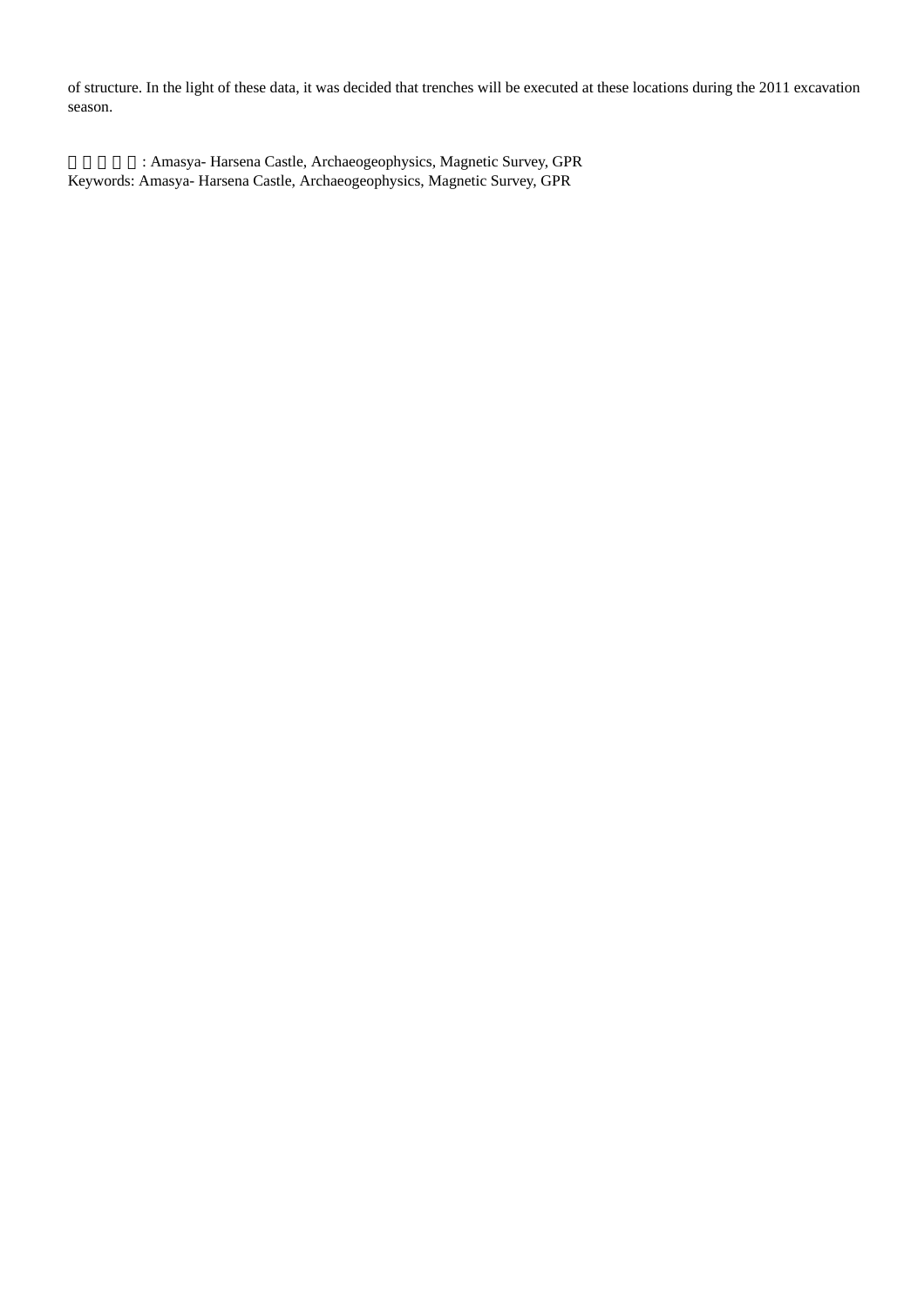of structure. In the light of these data, it was decided that trenches will be executed at these locations during the 2011 excavation season.

□□□□□: Amasya- Harsena Castle, Archaeogeophysics, Magnetic Survey, GPR
Keywords: Amasya- Harsena Castle, Archaeogeophysics, Magnetic Survey, GPR